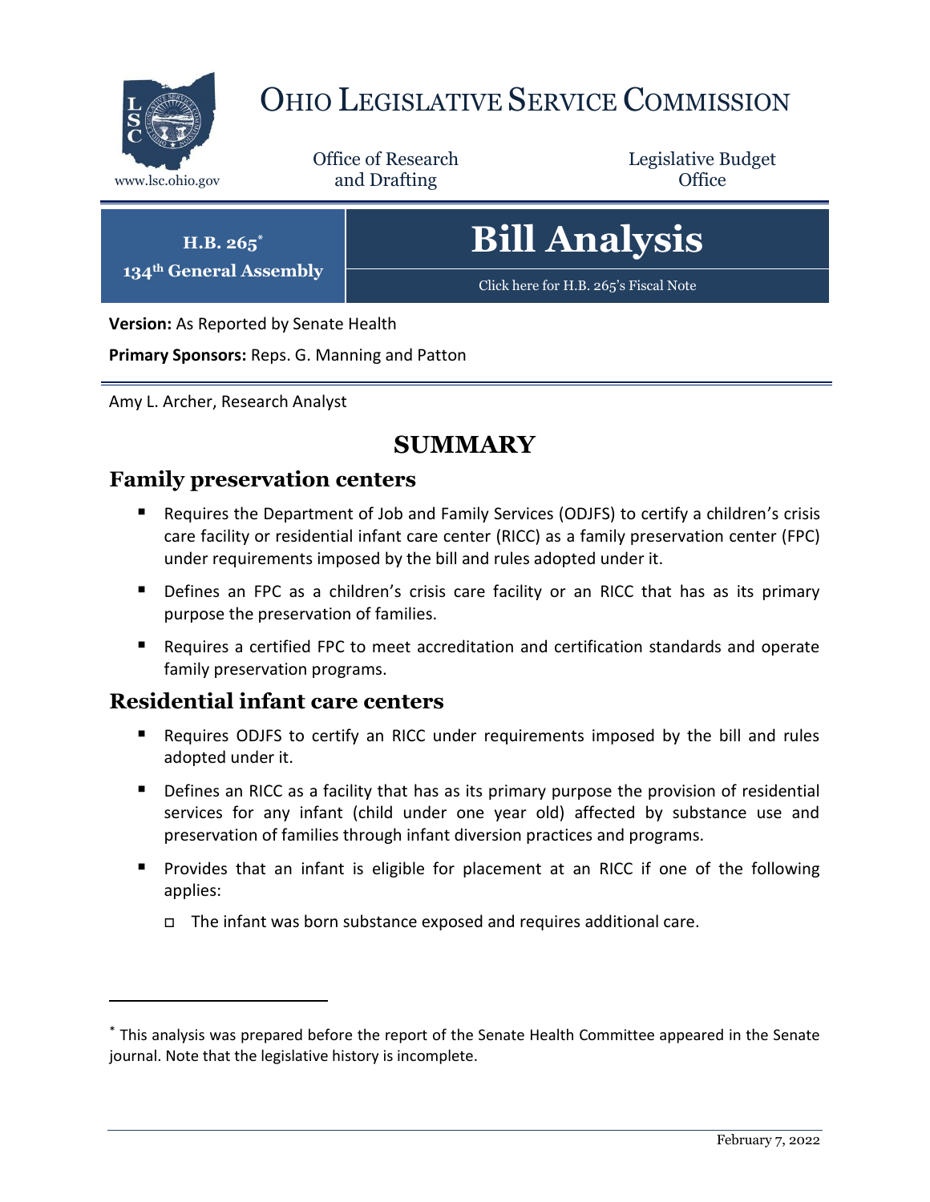# Ohio Legislative Service Commission

www.lsc.ohio.gov

Office of Research and Drafting

Legislative Budget Office

**H.B. 265**[*]

**134th General Assembly**

# Bill Analysis

Click here for H.B. 265's Fiscal Note

**Version:** As Reported by Senate Health

**Primary Sponsors:** Reps. G. Manning and Patton

Amy L. Archer, Research Analyst

## SUMMARY

### Family preservation centers

- Requires the Department of Job and Family Services (ODJFS) to certify a children's crisis care facility or residential infant care center (RICC) as a family preservation center (FPC) under requirements imposed by the bill and rules adopted under it.
- Defines an FPC as a children's crisis care facility or an RICC that has as its primary purpose the preservation of families.
- Requires a certified FPC to meet accreditation and certification standards and operate family preservation programs.

### Residential infant care centers

- Requires ODJFS to certify an RICC under requirements imposed by the bill and rules adopted under it.
- Defines an RICC as a facility that has as its primary purpose the provision of residential services for any infant (child under one year old) affected by substance use and preservation of families through infant diversion practices and programs.
- Provides that an infant is eligible for placement at an RICC if one of the following applies:
  - The infant was born substance exposed and requires additional care.

[*] This analysis was prepared before the report of the Senate Health Committee appeared in the Senate journal. Note that the legislative history is incomplete.

February 7, 2022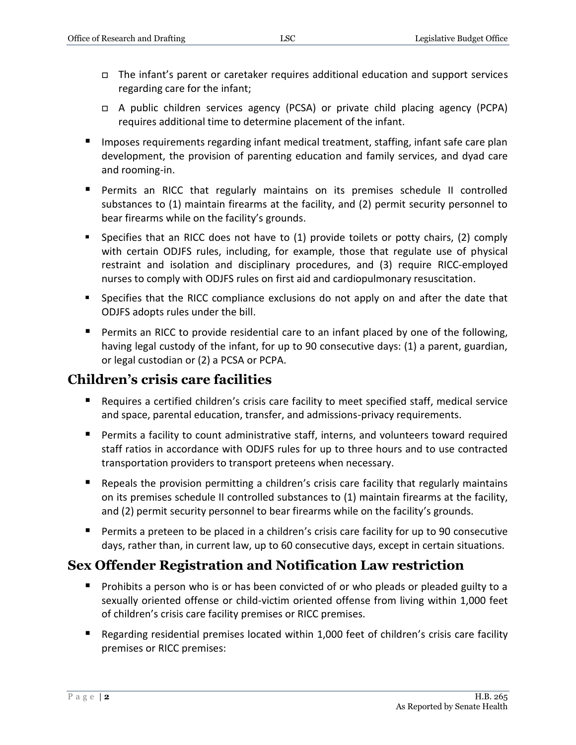- The infant's parent or caretaker requires additional education and support services regarding care for the infant;
  - A public children services agency (PCSA) or private child placing agency (PCPA) requires additional time to determine placement of the infant.
- Imposes requirements regarding infant medical treatment, staffing, infant safe care plan development, the provision of parenting education and family services, and dyad care and rooming-in.
- Permits an RICC that regularly maintains on its premises schedule II controlled substances to (1) maintain firearms at the facility, and (2) permit security personnel to bear firearms while on the facility's grounds.
- Specifies that an RICC does not have to (1) provide toilets or potty chairs, (2) comply with certain ODJFS rules, including, for example, those that regulate use of physical restraint and isolation and disciplinary procedures, and (3) require RICC-employed nurses to comply with ODJFS rules on first aid and cardiopulmonary resuscitation.
- Specifies that the RICC compliance exclusions do not apply on and after the date that ODJFS adopts rules under the bill.
- Permits an RICC to provide residential care to an infant placed by one of the following, having legal custody of the infant, for up to 90 consecutive days: (1) a parent, guardian, or legal custodian or (2) a PCSA or PCPA.

## Children's crisis care facilities

- Requires a certified children's crisis care facility to meet specified staff, medical service and space, parental education, transfer, and admissions-privacy requirements.
- Permits a facility to count administrative staff, interns, and volunteers toward required staff ratios in accordance with ODJFS rules for up to three hours and to use contracted transportation providers to transport preteens when necessary.
- Repeals the provision permitting a children's crisis care facility that regularly maintains on its premises schedule II controlled substances to (1) maintain firearms at the facility, and (2) permit security personnel to bear firearms while on the facility's grounds.
- Permits a preteen to be placed in a children's crisis care facility for up to 90 consecutive days, rather than, in current law, up to 60 consecutive days, except in certain situations.

## Sex Offender Registration and Notification Law restriction

- Prohibits a person who is or has been convicted of or who pleads or pleaded guilty to a sexually oriented offense or child-victim oriented offense from living within 1,000 feet of children's crisis care facility premises or RICC premises.
- Regarding residential premises located within 1,000 feet of children's crisis care facility premises or RICC premises: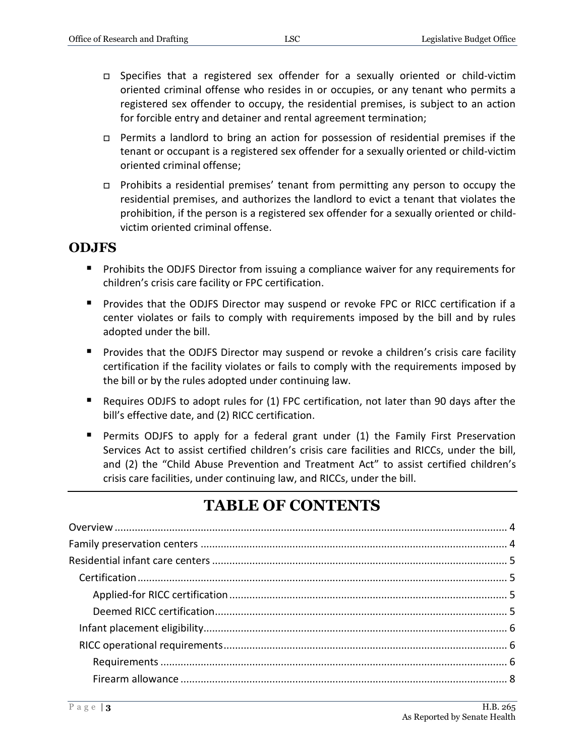- Specifies that a registered sex offender for a sexually oriented or child-victim oriented criminal offense who resides in or occupies, or any tenant who permits a registered sex offender to occupy, the residential premises, is subject to an action for forcible entry and detainer and rental agreement termination;
- Permits a landlord to bring an action for possession of residential premises if the tenant or occupant is a registered sex offender for a sexually oriented or child-victim oriented criminal offense;
- Prohibits a residential premises' tenant from permitting any person to occupy the residential premises, and authorizes the landlord to evict a tenant that violates the prohibition, if the person is a registered sex offender for a sexually oriented or child-victim oriented criminal offense.

## ODJFS

- Prohibits the ODJFS Director from issuing a compliance waiver for any requirements for children's crisis care facility or FPC certification.
- Provides that the ODJFS Director may suspend or revoke FPC or RICC certification if a center violates or fails to comply with requirements imposed by the bill and by rules adopted under the bill.
- Provides that the ODJFS Director may suspend or revoke a children's crisis care facility certification if the facility violates or fails to comply with the requirements imposed by the bill or by the rules adopted under continuing law.
- Requires ODJFS to adopt rules for (1) FPC certification, not later than 90 days after the bill's effective date, and (2) RICC certification.
- Permits ODJFS to apply for a federal grant under (1) the Family First Preservation Services Act to assist certified children's crisis care facilities and RICCs, under the bill, and (2) the "Child Abuse Prevention and Treatment Act" to assist certified children's crisis care facilities, under continuing law, and RICCs, under the bill.

# TABLE OF CONTENTS

Overview ........................................................................................................................ 4
Family preservation centers .......................................................................................... 4
Residential infant care centers ...................................................................................... 5
  Certification ................................................................................................................ 5
    Applied-for RICC certification ................................................................................ 5
    Deemed RICC certification ...................................................................................... 5
  Infant placement eligibility ......................................................................................... 6
  RICC operational requirements .................................................................................. 6
    Requirements ........................................................................................................ 6
    Firearm allowance ................................................................................................. 8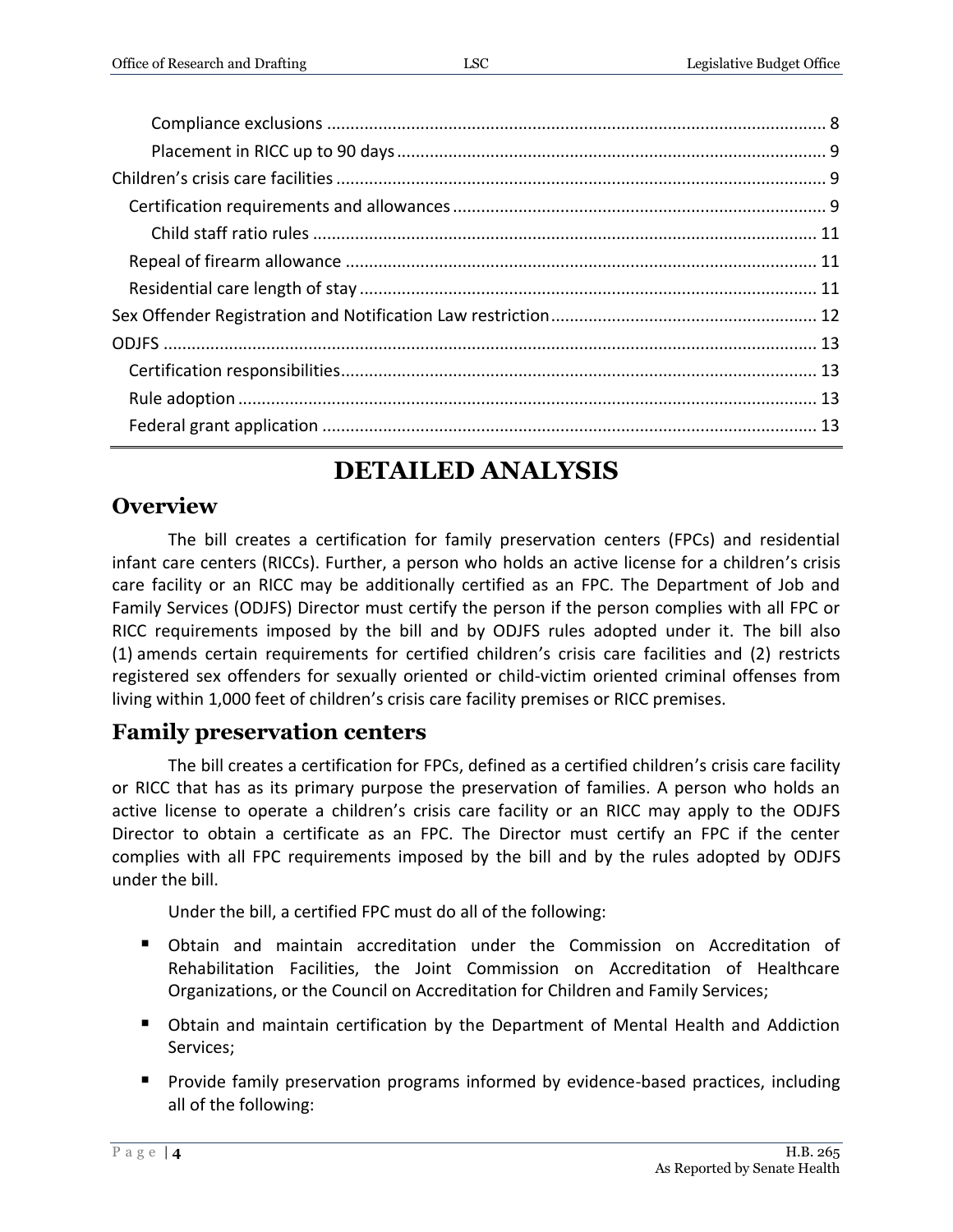Compliance exclusions .......... 8
Placement in RICC up to 90 days .......... 9
Children's crisis care facilities .......... 9
Certification requirements and allowances .......... 9
Child staff ratio rules .......... 11
Repeal of firearm allowance .......... 11
Residential care length of stay .......... 11
Sex Offender Registration and Notification Law restriction .......... 12
ODJFS .......... 13
Certification responsibilities .......... 13
Rule adoption .......... 13
Federal grant application .......... 13

# DETAILED ANALYSIS

## Overview

The bill creates a certification for family preservation centers (FPCs) and residential infant care centers (RICCs). Further, a person who holds an active license for a children's crisis care facility or an RICC may be additionally certified as an FPC. The Department of Job and Family Services (ODJFS) Director must certify the person if the person complies with all FPC or RICC requirements imposed by the bill and by ODJFS rules adopted under it. The bill also (1) amends certain requirements for certified children's crisis care facilities and (2) restricts registered sex offenders for sexually oriented or child-victim oriented criminal offenses from living within 1,000 feet of children's crisis care facility premises or RICC premises.

## Family preservation centers

The bill creates a certification for FPCs, defined as a certified children's crisis care facility or RICC that has as its primary purpose the preservation of families. A person who holds an active license to operate a children's crisis care facility or an RICC may apply to the ODJFS Director to obtain a certificate as an FPC. The Director must certify an FPC if the center complies with all FPC requirements imposed by the bill and by the rules adopted by ODJFS under the bill.

Under the bill, a certified FPC must do all of the following:

- Obtain and maintain accreditation under the Commission on Accreditation of Rehabilitation Facilities, the Joint Commission on Accreditation of Healthcare Organizations, or the Council on Accreditation for Children and Family Services;
- Obtain and maintain certification by the Department of Mental Health and Addiction Services;
- Provide family preservation programs informed by evidence-based practices, including all of the following: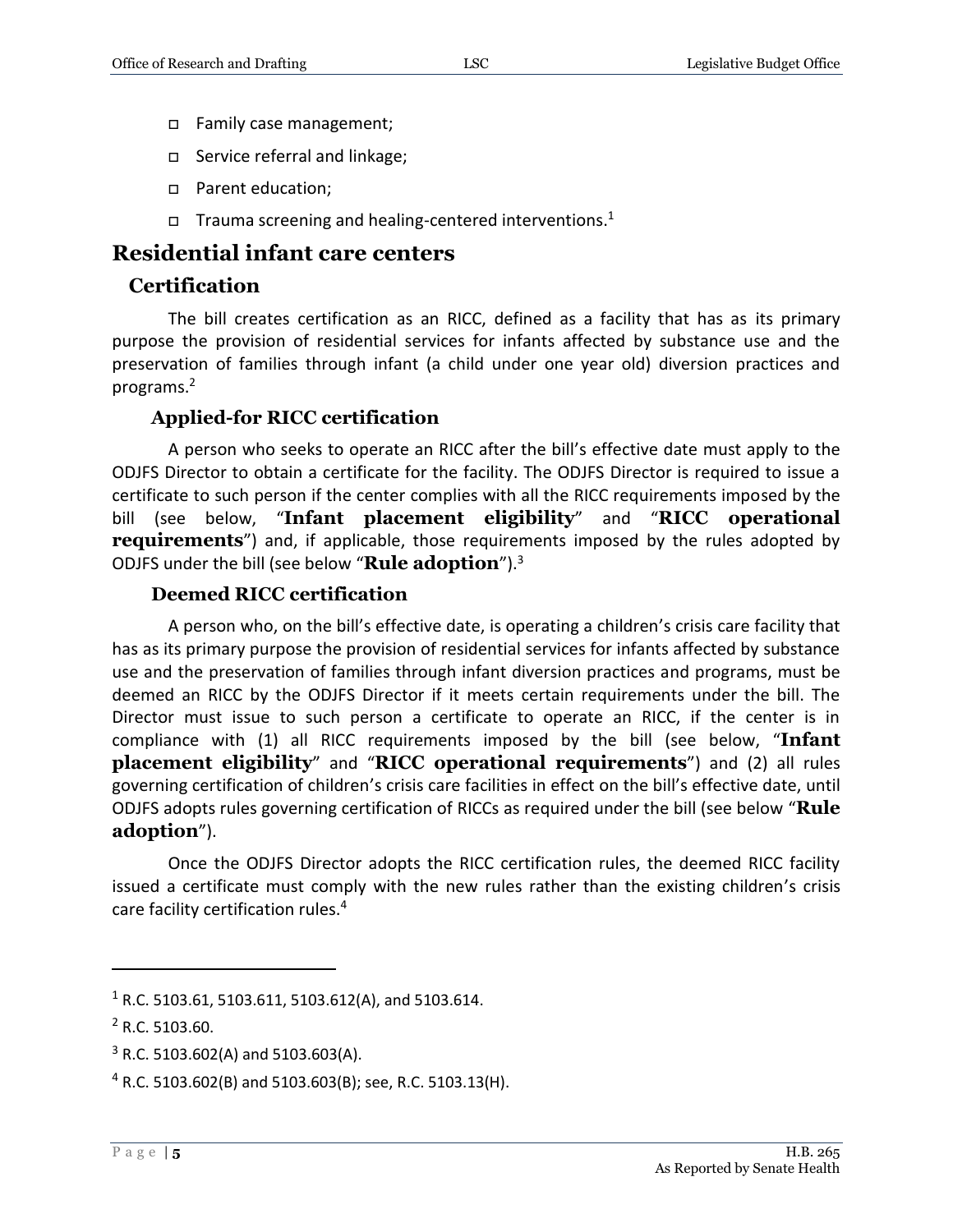- Family case management;
- Service referral and linkage;
- Parent education;
- Trauma screening and healing-centered interventions.[1]

## Residential infant care centers

### Certification

The bill creates certification as an RICC, defined as a facility that has as its primary purpose the provision of residential services for infants affected by substance use and the preservation of families through infant (a child under one year old) diversion practices and programs.[2]

#### Applied-for RICC certification

A person who seeks to operate an RICC after the bill's effective date must apply to the ODJFS Director to obtain a certificate for the facility. The ODJFS Director is required to issue a certificate to such person if the center complies with all the RICC requirements imposed by the bill (see below, "**Infant placement eligibility**" and "**RICC operational requirements**") and, if applicable, those requirements imposed by the rules adopted by ODJFS under the bill (see below "**Rule adoption**").[3]

#### Deemed RICC certification

A person who, on the bill's effective date, is operating a children's crisis care facility that has as its primary purpose the provision of residential services for infants affected by substance use and the preservation of families through infant diversion practices and programs, must be deemed an RICC by the ODJFS Director if it meets certain requirements under the bill. The Director must issue to such person a certificate to operate an RICC, if the center is in compliance with (1) all RICC requirements imposed by the bill (see below, "**Infant placement eligibility**" and "**RICC operational requirements**") and (2) all rules governing certification of children's crisis care facilities in effect on the bill's effective date, until ODJFS adopts rules governing certification of RICCs as required under the bill (see below "**Rule adoption**").

Once the ODJFS Director adopts the RICC certification rules, the deemed RICC facility issued a certificate must comply with the new rules rather than the existing children's crisis care facility certification rules.[4]

---

[1] R.C. 5103.61, 5103.611, 5103.612(A), and 5103.614.

[2] R.C. 5103.60.

[3] R.C. 5103.602(A) and 5103.603(A).

[4] R.C. 5103.602(B) and 5103.603(B); see, R.C. 5103.13(H).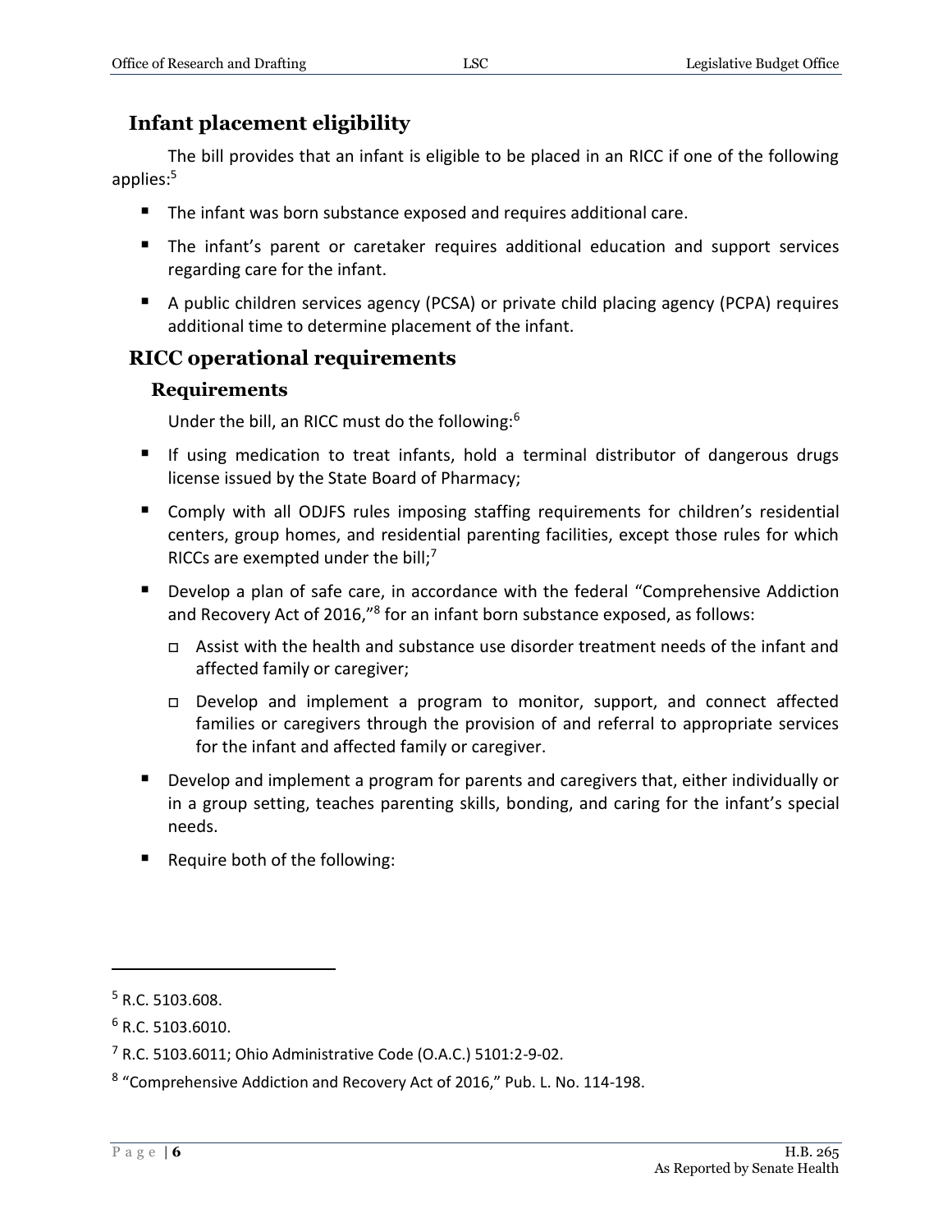## Infant placement eligibility

The bill provides that an infant is eligible to be placed in an RICC if one of the following applies:[5]

- The infant was born substance exposed and requires additional care.
- The infant's parent or caretaker requires additional education and support services regarding care for the infant.
- A public children services agency (PCSA) or private child placing agency (PCPA) requires additional time to determine placement of the infant.

## RICC operational requirements

### Requirements

Under the bill, an RICC must do the following:[6]

- If using medication to treat infants, hold a terminal distributor of dangerous drugs license issued by the State Board of Pharmacy;
- Comply with all ODJFS rules imposing staffing requirements for children's residential centers, group homes, and residential parenting facilities, except those rules for which RICCs are exempted under the bill;[7]
- Develop a plan of safe care, in accordance with the federal "Comprehensive Addiction and Recovery Act of 2016,"[8] for an infant born substance exposed, as follows:
  - Assist with the health and substance use disorder treatment needs of the infant and affected family or caregiver;
  - Develop and implement a program to monitor, support, and connect affected families or caregivers through the provision of and referral to appropriate services for the infant and affected family or caregiver.
- Develop and implement a program for parents and caregivers that, either individually or in a group setting, teaches parenting skills, bonding, and caring for the infant's special needs.
- Require both of the following:

---

[5] R.C. 5103.608.

[6] R.C. 5103.6010.

[7] R.C. 5103.6011; Ohio Administrative Code (O.A.C.) 5101:2-9-02.

[8] "Comprehensive Addiction and Recovery Act of 2016," Pub. L. No. 114-198.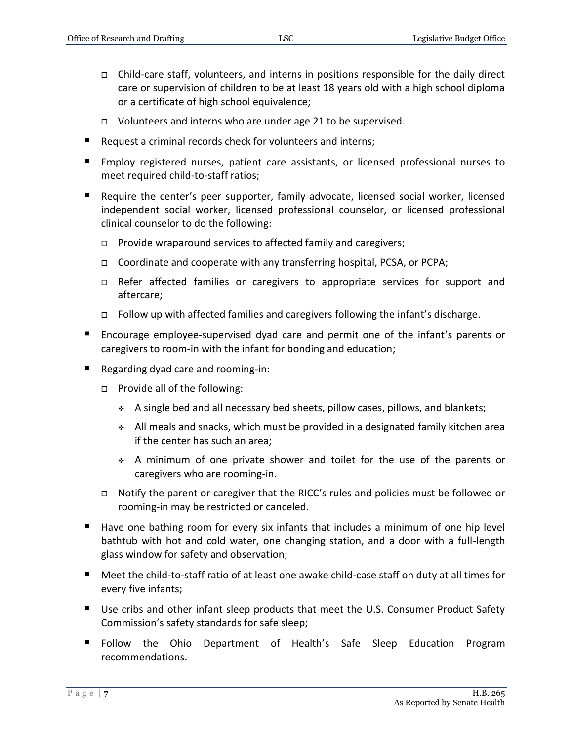- Child-care staff, volunteers, and interns in positions responsible for the daily direct care or supervision of children to be at least 18 years old with a high school diploma or a certificate of high school equivalence;
  - Volunteers and interns who are under age 21 to be supervised.
- Request a criminal records check for volunteers and interns;
- Employ registered nurses, patient care assistants, or licensed professional nurses to meet required child-to-staff ratios;
- Require the center's peer supporter, family advocate, licensed social worker, licensed independent social worker, licensed professional counselor, or licensed professional clinical counselor to do the following:
  - Provide wraparound services to affected family and caregivers;
  - Coordinate and cooperate with any transferring hospital, PCSA, or PCPA;
  - Refer affected families or caregivers to appropriate services for support and aftercare;
  - Follow up with affected families and caregivers following the infant's discharge.
- Encourage employee-supervised dyad care and permit one of the infant's parents or caregivers to room-in with the infant for bonding and education;
- Regarding dyad care and rooming-in:
  - Provide all of the following:
    - A single bed and all necessary bed sheets, pillow cases, pillows, and blankets;
    - All meals and snacks, which must be provided in a designated family kitchen area if the center has such an area;
    - A minimum of one private shower and toilet for the use of the parents or caregivers who are rooming-in.
  - Notify the parent or caregiver that the RICC's rules and policies must be followed or rooming-in may be restricted or canceled.
- Have one bathing room for every six infants that includes a minimum of one hip level bathtub with hot and cold water, one changing station, and a door with a full-length glass window for safety and observation;
- Meet the child-to-staff ratio of at least one awake child-case staff on duty at all times for every five infants;
- Use cribs and other infant sleep products that meet the U.S. Consumer Product Safety Commission's safety standards for safe sleep;
- Follow the Ohio Department of Health's Safe Sleep Education Program recommendations.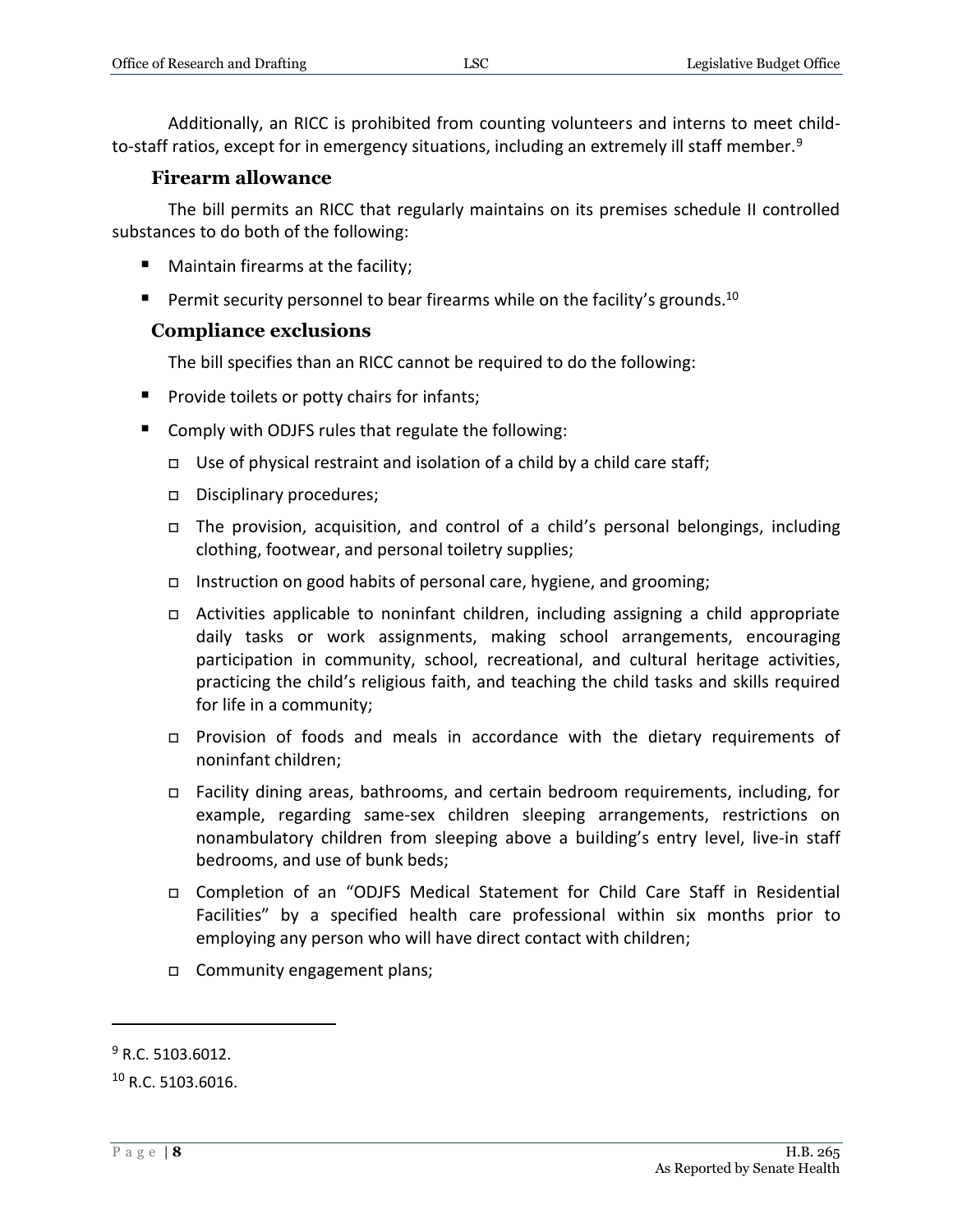Additionally, an RICC is prohibited from counting volunteers and interns to meet child-to-staff ratios, except for in emergency situations, including an extremely ill staff member.[9]

### Firearm allowance

The bill permits an RICC that regularly maintains on its premises schedule II controlled substances to do both of the following:

- Maintain firearms at the facility;
- Permit security personnel to bear firearms while on the facility's grounds.[10]

### Compliance exclusions

The bill specifies than an RICC cannot be required to do the following:

- Provide toilets or potty chairs for infants;
- Comply with ODJFS rules that regulate the following:
  - Use of physical restraint and isolation of a child by a child care staff;
  - Disciplinary procedures;
  - The provision, acquisition, and control of a child's personal belongings, including clothing, footwear, and personal toiletry supplies;
  - Instruction on good habits of personal care, hygiene, and grooming;
  - Activities applicable to noninfant children, including assigning a child appropriate daily tasks or work assignments, making school arrangements, encouraging participation in community, school, recreational, and cultural heritage activities, practicing the child's religious faith, and teaching the child tasks and skills required for life in a community;
  - Provision of foods and meals in accordance with the dietary requirements of noninfant children;
  - Facility dining areas, bathrooms, and certain bedroom requirements, including, for example, regarding same-sex children sleeping arrangements, restrictions on nonambulatory children from sleeping above a building's entry level, live-in staff bedrooms, and use of bunk beds;
  - Completion of an "ODJFS Medical Statement for Child Care Staff in Residential Facilities" by a specified health care professional within six months prior to employing any person who will have direct contact with children;
  - Community engagement plans;

---

[9] R.C. 5103.6012.

[10] R.C. 5103.6016.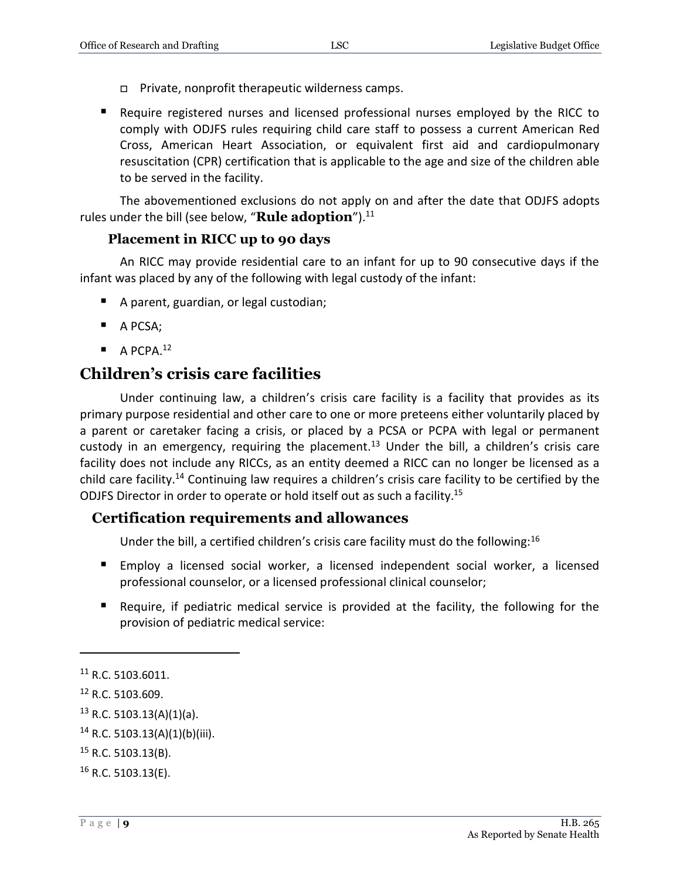- Private, nonprofit therapeutic wilderness camps.

- Require registered nurses and licensed professional nurses employed by the RICC to comply with ODJFS rules requiring child care staff to possess a current American Red Cross, American Heart Association, or equivalent first aid and cardiopulmonary resuscitation (CPR) certification that is applicable to the age and size of the children able to be served in the facility.

The abovementioned exclusions do not apply on and after the date that ODJFS adopts rules under the bill (see below, "**Rule adoption**").[11]

### Placement in RICC up to 90 days

An RICC may provide residential care to an infant for up to 90 consecutive days if the infant was placed by any of the following with legal custody of the infant:

- A parent, guardian, or legal custodian;
- A PCSA;
- A PCPA.[12]

## Children's crisis care facilities

Under continuing law, a children's crisis care facility is a facility that provides as its primary purpose residential and other care to one or more preteens either voluntarily placed by a parent or caretaker facing a crisis, or placed by a PCSA or PCPA with legal or permanent custody in an emergency, requiring the placement.[13] Under the bill, a children's crisis care facility does not include any RICCs, as an entity deemed a RICC can no longer be licensed as a child care facility.[14] Continuing law requires a children's crisis care facility to be certified by the ODJFS Director in order to operate or hold itself out as such a facility.[15]

### Certification requirements and allowances

Under the bill, a certified children's crisis care facility must do the following:[16]

- Employ a licensed social worker, a licensed independent social worker, a licensed professional counselor, or a licensed professional clinical counselor;
- Require, if pediatric medical service is provided at the facility, the following for the provision of pediatric medical service:

---

[11] R.C. 5103.6011.

[12] R.C. 5103.609.

[13] R.C. 5103.13(A)(1)(a).

[14] R.C. 5103.13(A)(1)(b)(iii).

[15] R.C. 5103.13(B).

[16] R.C. 5103.13(E).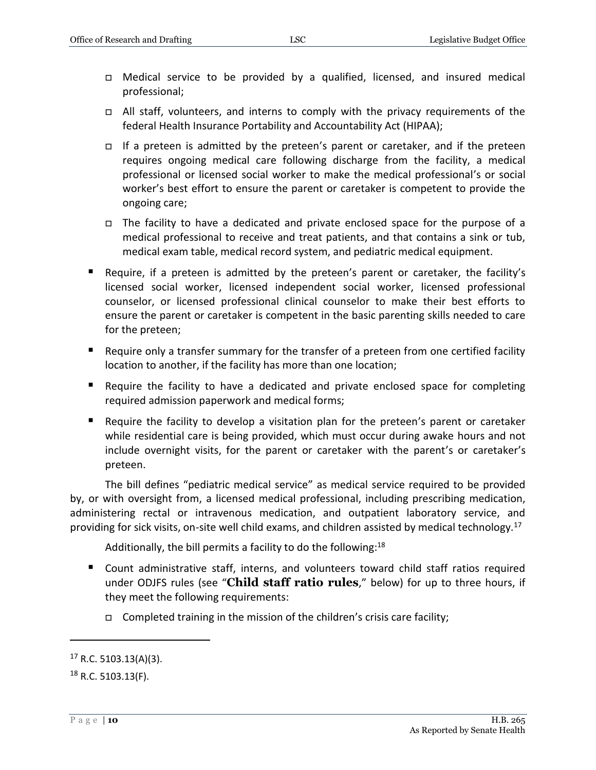- Medical service to be provided by a qualified, licensed, and insured medical professional;
  - All staff, volunteers, and interns to comply with the privacy requirements of the federal Health Insurance Portability and Accountability Act (HIPAA);
  - If a preteen is admitted by the preteen's parent or caretaker, and if the preteen requires ongoing medical care following discharge from the facility, a medical professional or licensed social worker to make the medical professional's or social worker's best effort to ensure the parent or caretaker is competent to provide the ongoing care;
  - The facility to have a dedicated and private enclosed space for the purpose of a medical professional to receive and treat patients, and that contains a sink or tub, medical exam table, medical record system, and pediatric medical equipment.

- Require, if a preteen is admitted by the preteen's parent or caretaker, the facility's licensed social worker, licensed independent social worker, licensed professional counselor, or licensed professional clinical counselor to make their best efforts to ensure the parent or caretaker is competent in the basic parenting skills needed to care for the preteen;
- Require only a transfer summary for the transfer of a preteen from one certified facility location to another, if the facility has more than one location;
- Require the facility to have a dedicated and private enclosed space for completing required admission paperwork and medical forms;
- Require the facility to develop a visitation plan for the preteen's parent or caretaker while residential care is being provided, which must occur during awake hours and not include overnight visits, for the parent or caretaker with the parent's or caretaker's preteen.

The bill defines "pediatric medical service" as medical service required to be provided by, or with oversight from, a licensed medical professional, including prescribing medication, administering rectal or intravenous medication, and outpatient laboratory service, and providing for sick visits, on-site well child exams, and children assisted by medical technology.[17]

Additionally, the bill permits a facility to do the following:[18]

- Count administrative staff, interns, and volunteers toward child staff ratios required under ODJFS rules (see "**Child staff ratio rules**," below) for up to three hours, if they meet the following requirements:
  - Completed training in the mission of the children's crisis care facility;

---

[17] R.C. 5103.13(A)(3).

[18] R.C. 5103.13(F).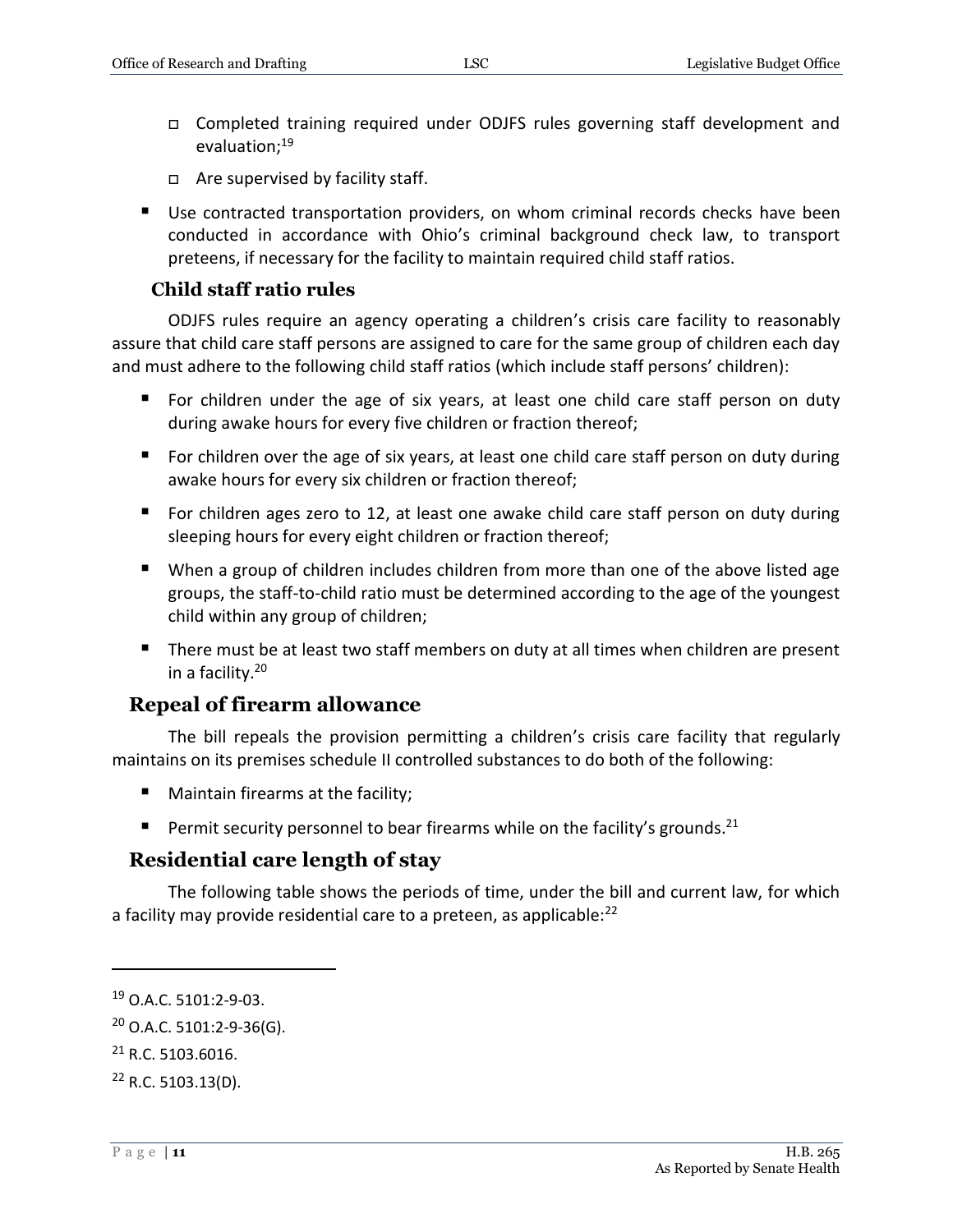- Completed training required under ODJFS rules governing staff development and evaluation;[19]
- Are supervised by facility staff.

- Use contracted transportation providers, on whom criminal records checks have been conducted in accordance with Ohio's criminal background check law, to transport preteens, if necessary for the facility to maintain required child staff ratios.

### Child staff ratio rules

ODJFS rules require an agency operating a children's crisis care facility to reasonably assure that child care staff persons are assigned to care for the same group of children each day and must adhere to the following child staff ratios (which include staff persons' children):

- For children under the age of six years, at least one child care staff person on duty during awake hours for every five children or fraction thereof;
- For children over the age of six years, at least one child care staff person on duty during awake hours for every six children or fraction thereof;
- For children ages zero to 12, at least one awake child care staff person on duty during sleeping hours for every eight children or fraction thereof;
- When a group of children includes children from more than one of the above listed age groups, the staff-to-child ratio must be determined according to the age of the youngest child within any group of children;
- There must be at least two staff members on duty at all times when children are present in a facility.[20]

## Repeal of firearm allowance

The bill repeals the provision permitting a children's crisis care facility that regularly maintains on its premises schedule II controlled substances to do both of the following:

- Maintain firearms at the facility;
- Permit security personnel to bear firearms while on the facility's grounds.[21]

## Residential care length of stay

The following table shows the periods of time, under the bill and current law, for which a facility may provide residential care to a preteen, as applicable:[22]

---

[19] O.A.C. 5101:2-9-03.

[20] O.A.C. 5101:2-9-36(G).

[21] R.C. 5103.6016.

[22] R.C. 5103.13(D).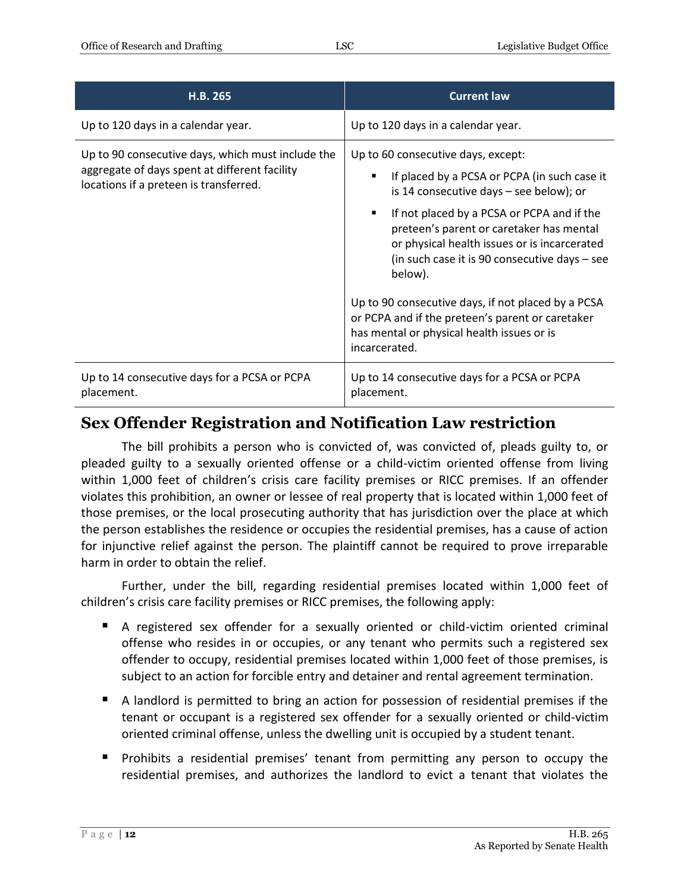| H.B. 265 | Current law |
|---|---|
| Up to 120 days in a calendar year. | Up to 120 days in a calendar year. |
| Up to 90 consecutive days, which must include the aggregate of days spent at different facility locations if a preteen is transferred. | Up to 60 consecutive days, except:<br>▪ If placed by a PCSA or PCPA (in such case it is 14 consecutive days – see below); or<br>▪ If not placed by a PCSA or PCPA and if the preteen's parent or caretaker has mental or physical health issues or is incarcerated (in such case it is 90 consecutive days – see below).<br><br>Up to 90 consecutive days, if not placed by a PCSA or PCPA and if the preteen's parent or caretaker has mental or physical health issues or is incarcerated. |
| Up to 14 consecutive days for a PCSA or PCPA placement. | Up to 14 consecutive days for a PCSA or PCPA placement. |

## Sex Offender Registration and Notification Law restriction

The bill prohibits a person who is convicted of, was convicted of, pleads guilty to, or pleaded guilty to a sexually oriented offense or a child-victim oriented offense from living within 1,000 feet of children's crisis care facility premises or RICC premises. If an offender violates this prohibition, an owner or lessee of real property that is located within 1,000 feet of those premises, or the local prosecuting authority that has jurisdiction over the place at which the person establishes the residence or occupies the residential premises, has a cause of action for injunctive relief against the person. The plaintiff cannot be required to prove irreparable harm in order to obtain the relief.

Further, under the bill, regarding residential premises located within 1,000 feet of children's crisis care facility premises or RICC premises, the following apply:

- A registered sex offender for a sexually oriented or child-victim oriented criminal offense who resides in or occupies, or any tenant who permits such a registered sex offender to occupy, residential premises located within 1,000 feet of those premises, is subject to an action for forcible entry and detainer and rental agreement termination.
- A landlord is permitted to bring an action for possession of residential premises if the tenant or occupant is a registered sex offender for a sexually oriented or child-victim oriented criminal offense, unless the dwelling unit is occupied by a student tenant.
- Prohibits a residential premises' tenant from permitting any person to occupy the residential premises, and authorizes the landlord to evict a tenant that violates the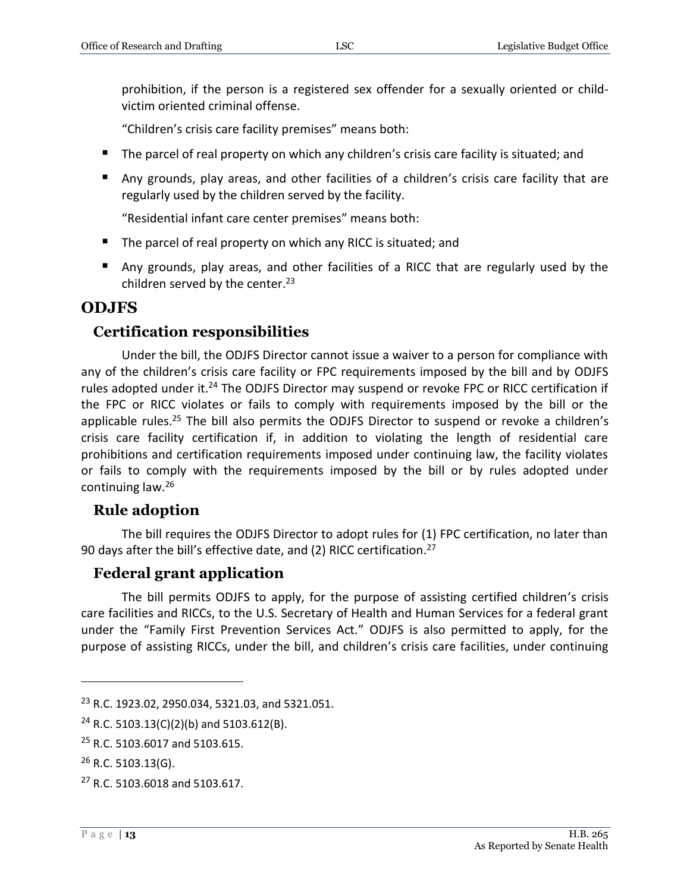prohibition, if the person is a registered sex offender for a sexually oriented or child-victim oriented criminal offense.

"Children's crisis care facility premises" means both:

- The parcel of real property on which any children's crisis care facility is situated; and
- Any grounds, play areas, and other facilities of a children's crisis care facility that are regularly used by the children served by the facility.

"Residential infant care center premises" means both:

- The parcel of real property on which any RICC is situated; and
- Any grounds, play areas, and other facilities of a RICC that are regularly used by the children served by the center.[23]

## ODJFS

### Certification responsibilities

Under the bill, the ODJFS Director cannot issue a waiver to a person for compliance with any of the children's crisis care facility or FPC requirements imposed by the bill and by ODJFS rules adopted under it.[24] The ODJFS Director may suspend or revoke FPC or RICC certification if the FPC or RICC violates or fails to comply with requirements imposed by the bill or the applicable rules.[25] The bill also permits the ODJFS Director to suspend or revoke a children's crisis care facility certification if, in addition to violating the length of residential care prohibitions and certification requirements imposed under continuing law, the facility violates or fails to comply with the requirements imposed by the bill or by rules adopted under continuing law.[26]

### Rule adoption

The bill requires the ODJFS Director to adopt rules for (1) FPC certification, no later than 90 days after the bill's effective date, and (2) RICC certification.[27]

### Federal grant application

The bill permits ODJFS to apply, for the purpose of assisting certified children's crisis care facilities and RICCs, to the U.S. Secretary of Health and Human Services for a federal grant under the "Family First Prevention Services Act." ODJFS is also permitted to apply, for the purpose of assisting RICCs, under the bill, and children's crisis care facilities, under continuing

---

[23] R.C. 1923.02, 2950.034, 5321.03, and 5321.051.

[24] R.C. 5103.13(C)(2)(b) and 5103.612(B).

[25] R.C. 5103.6017 and 5103.615.

[26] R.C. 5103.13(G).

[27] R.C. 5103.6018 and 5103.617.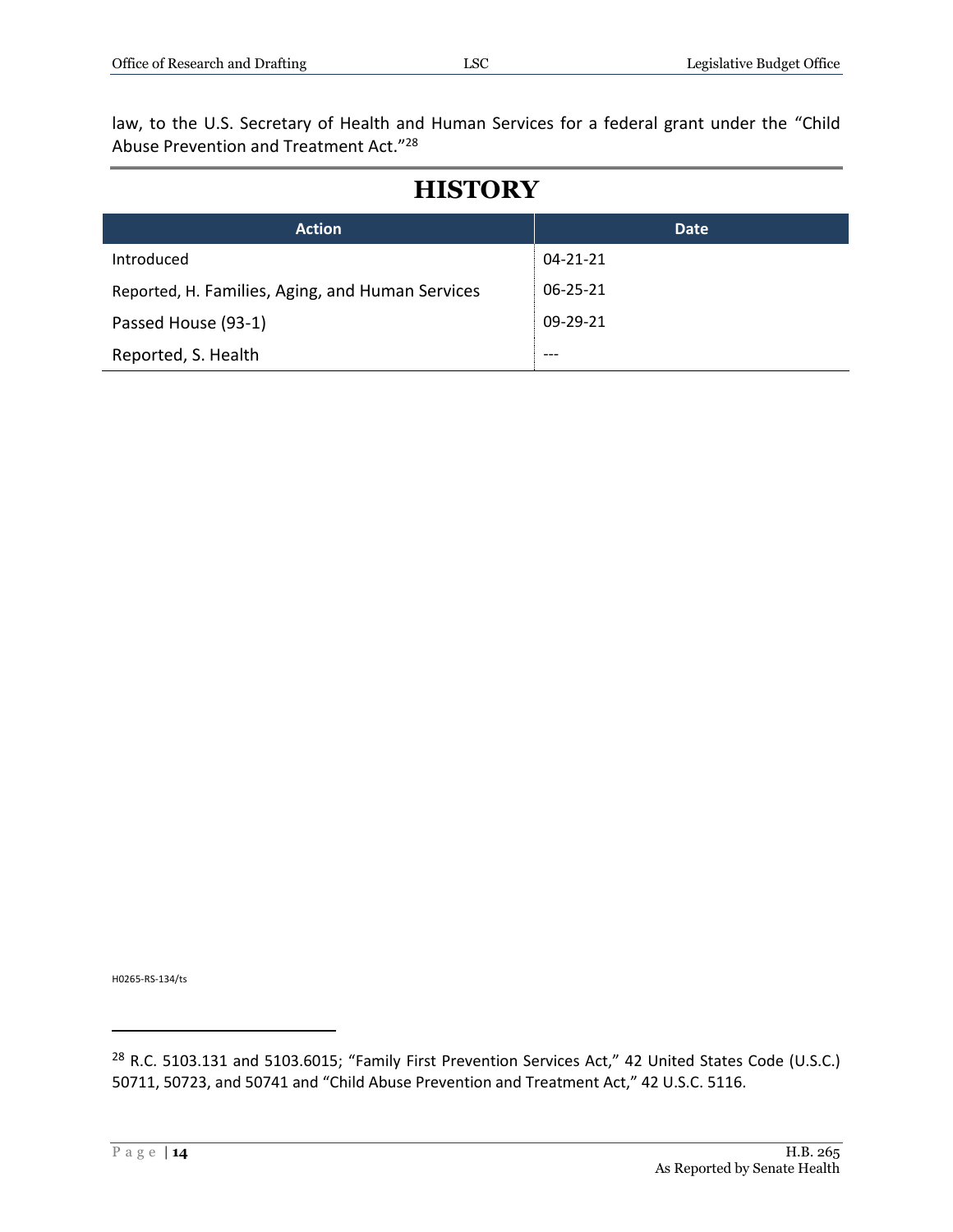law, to the U.S. Secretary of Health and Human Services for a federal grant under the "Child Abuse Prevention and Treatment Act."[28]

# HISTORY

| Action | Date |
|---|---|
| Introduced | 04-21-21 |
| Reported, H. Families, Aging, and Human Services | 06-25-21 |
| Passed House (93-1) | 09-29-21 |
| Reported, S. Health | --- |

H0265-RS-134/ts

[28] R.C. 5103.131 and 5103.6015; "Family First Prevention Services Act," 42 United States Code (U.S.C.) 50711, 50723, and 50741 and "Child Abuse Prevention and Treatment Act," 42 U.S.C. 5116.